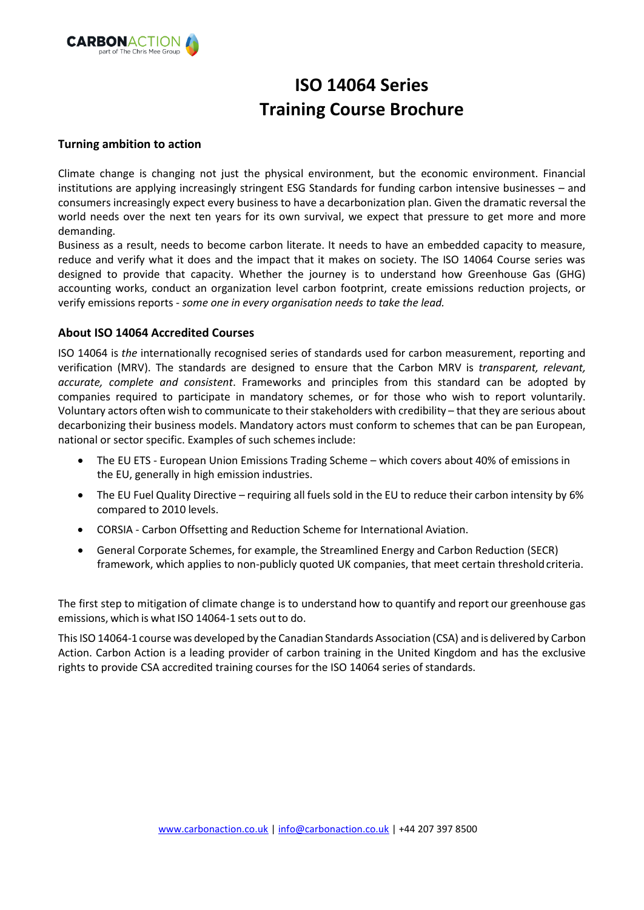# ISO 14064 Series Training Course Brochure

**Turning ambition to action**

Climate change is changing not just the physical environment, but the economic environment. Financial institutions are applying increasingly stringent ESG Standards for funding carbon intensive businesses – and consumers increasingly expect every business to have a decarbonization plan. Given the dramatic reversal the world needs over the next ten years for its own survival, we expect that pressure to get more and more demanding.

Business as a result, needs to become carbon literate. It needs to have an embedded capacity to measure, reduce and verify what it does and the impact that it makes on society. The ISO 14064 Course series was designed to provide that capacity. Whether the journey is to understand how Greenhouse Gas (GHG) accounting works, conduct an organization level carbon footprint, create emissions reduction projects, or verify emissions reports - *some one in every organisation needs to take the lead.*

## About ISO 14064 Accredited Courses

ISO 14064 is *the* internationally recognised series of standards used for carbon measurement, reporting and verification (MRV). The standards are designed to ensure that the Carbon MRV is *transparent, relevant, accurate, complete and consistent*. Frameworks and principles from this standard can be adopted by companies required to participate in mandatory schemes, or for those who wish to report voluntarily. Voluntary actors often wish to communicate to their stakeholders with credibility – that they are serious about decarbonizing their business models. Mandatory actors must conform to schemes that can be pan European, national or sector specific. Examples of such schemes include:

- The EU ETS - European Union Emissions Trading Scheme – which covers about 40% of emissions in the EU, generally in high emission industries.
- The EU Fuel Quality Directive – requiring all fuels sold in the EU to reduce their carbon intensity by 6% compared to 2010 levels.
- CORSIA - Carbon Offsetting and Reduction Scheme for International Aviation.
- General Corporate Schemes, for example, the Streamlined Energy and Carbon Reduction (SECR) framework, which applies to non-publicly quoted UK companies, that meet certain threshold criteria.

The first step to mitigation of climate change is to understand how to quantify and report our greenhouse gas emissions, which is what ISO 14064-1 sets out to do.

This ISO 14064-1 course was developed by the Canadian Standards Association (CSA) and is delivered by Carbon Action. Carbon Action is a leading provider of carbon training in the United Kingdom and has the exclusive rights to provide CSA accredited training courses for the ISO 14064 series of standards.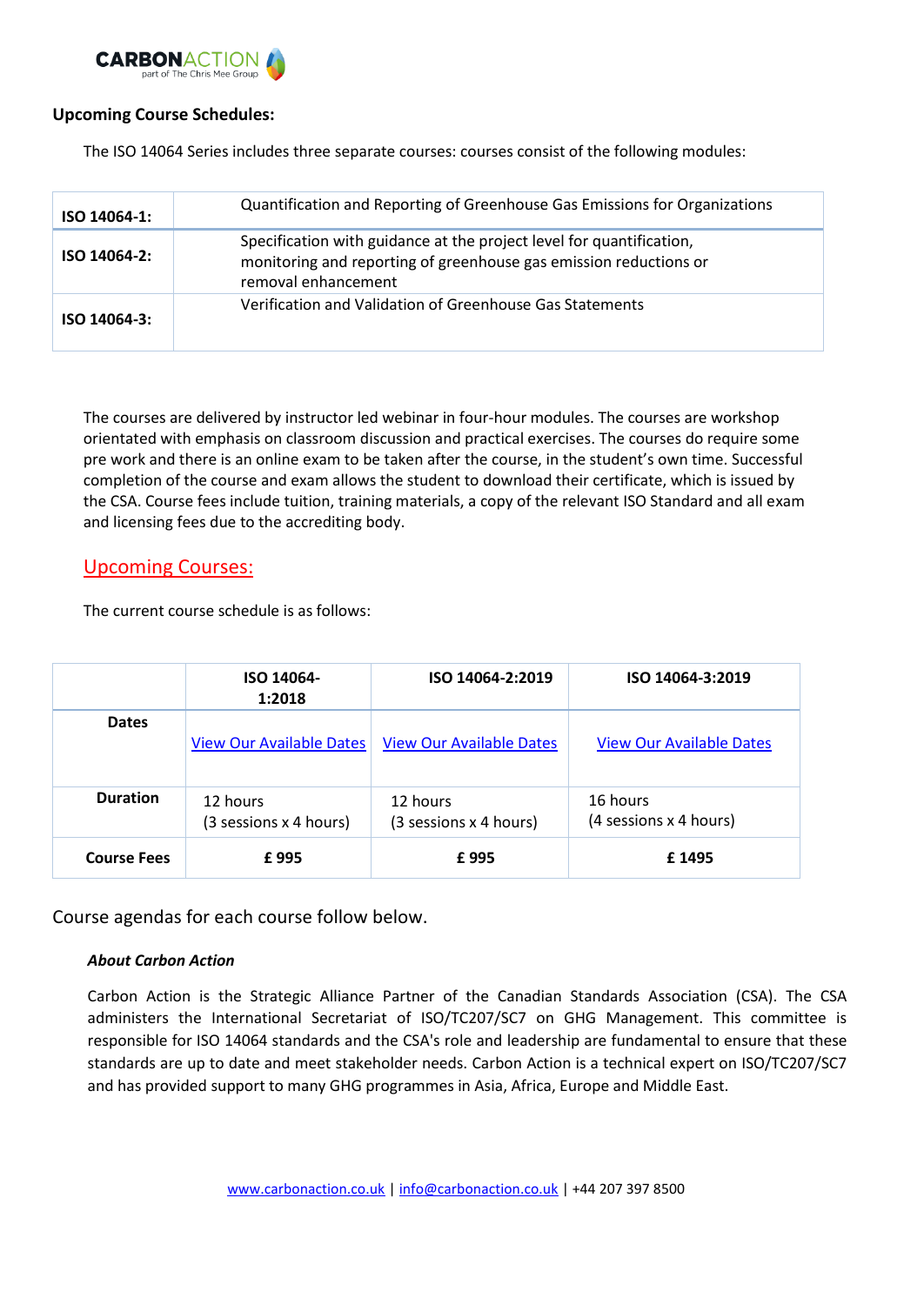### Upcoming Course Schedules:

The ISO 14064 Series includes three separate courses: courses consist of the following modules:

| | |
|---|---|
| **ISO 14064-1:** | Quantification and Reporting of Greenhouse Gas Emissions for Organizations |
| **ISO 14064-2:** | Specification with guidance at the project level for quantification, monitoring and reporting of greenhouse gas emission reductions or removal enhancement |
| **ISO 14064-3:** | Verification and Validation of Greenhouse Gas Statements |

The courses are delivered by instructor led webinar in four-hour modules. The courses are workshop orientated with emphasis on classroom discussion and practical exercises. The courses do require some pre work and there is an online exam to be taken after the course, in the student's own time. Successful completion of the course and exam allows the student to download their certificate, which is issued by the CSA. Course fees include tuition, training materials, a copy of the relevant ISO Standard and all exam and licensing fees due to the accrediting body.

## Upcoming Courses:

The current course schedule is as follows:

| | ISO 14064-1:2018 | ISO 14064-2:2019 | ISO 14064-3:2019 |
|---|---|---|---|
| **Dates** | View Our Available Dates | View Our Available Dates | View Our Available Dates |
| **Duration** | 12 hours (3 sessions x 4 hours) | 12 hours (3 sessions x 4 hours) | 16 hours (4 sessions x 4 hours) |
| **Course Fees** | **£ 995** | **£ 995** | **£ 1495** |

Course agendas for each course follow below.

***About Carbon Action***

Carbon Action is the Strategic Alliance Partner of the Canadian Standards Association (CSA). The CSA administers the International Secretariat of ISO/TC207/SC7 on GHG Management. This committee is responsible for ISO 14064 standards and the CSA's role and leadership are fundamental to ensure that these standards are up to date and meet stakeholder needs. Carbon Action is a technical expert on ISO/TC207/SC7 and has provided support to many GHG programmes in Asia, Africa, Europe and Middle East.

www.carbonaction.co.uk | info@carbonaction.co.uk | +44 207 397 8500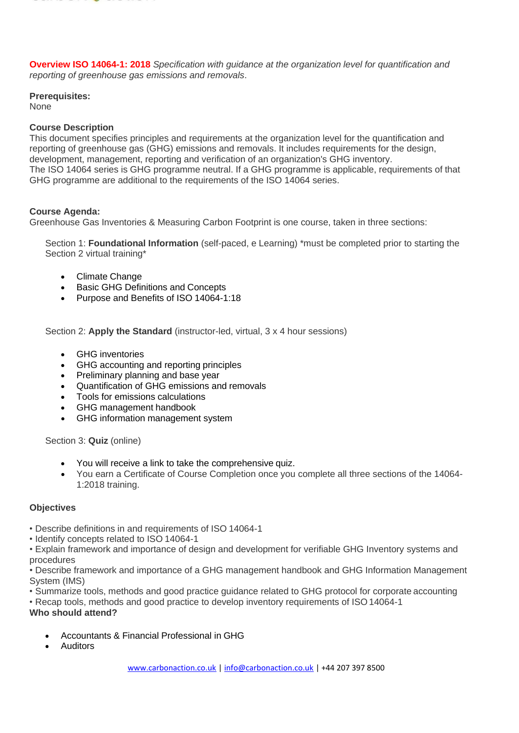**Overview ISO 14064-1: 2018** *Specification with guidance at the organization level for quantification and reporting of greenhouse gas emissions and removals*.

**Prerequisites:**
None

**Course Description**
This document specifies principles and requirements at the organization level for the quantification and reporting of greenhouse gas (GHG) emissions and removals. It includes requirements for the design, development, management, reporting and verification of an organization's GHG inventory.
The ISO 14064 series is GHG programme neutral. If a GHG programme is applicable, requirements of that GHG programme are additional to the requirements of the ISO 14064 series.

**Course Agenda:**
Greenhouse Gas Inventories & Measuring Carbon Footprint is one course, taken in three sections:

Section 1: **Foundational Information** (self-paced, e Learning) *must be completed prior to starting the Section 2 virtual training*

- Climate Change
- Basic GHG Definitions and Concepts
- Purpose and Benefits of ISO 14064-1:18

Section 2: **Apply the Standard** (instructor-led, virtual, 3 x 4 hour sessions)

- GHG inventories
- GHG accounting and reporting principles
- Preliminary planning and base year
- Quantification of GHG emissions and removals
- Tools for emissions calculations
- GHG management handbook
- GHG information management system

Section 3: **Quiz** (online)

- You will receive a link to take the comprehensive quiz.
- You earn a Certificate of Course Completion once you complete all three sections of the 14064-1:2018 training.

**Objectives**

- Describe definitions in and requirements of ISO 14064-1
- Identify concepts related to ISO 14064-1
- Explain framework and importance of design and development for verifiable GHG Inventory systems and procedures
- Describe framework and importance of a GHG management handbook and GHG Information Management System (IMS)
- Summarize tools, methods and good practice guidance related to GHG protocol for corporate accounting
- Recap tools, methods and good practice to develop inventory requirements of ISO 14064-1

**Who should attend?**

- Accountants & Financial Professional in GHG
- Auditors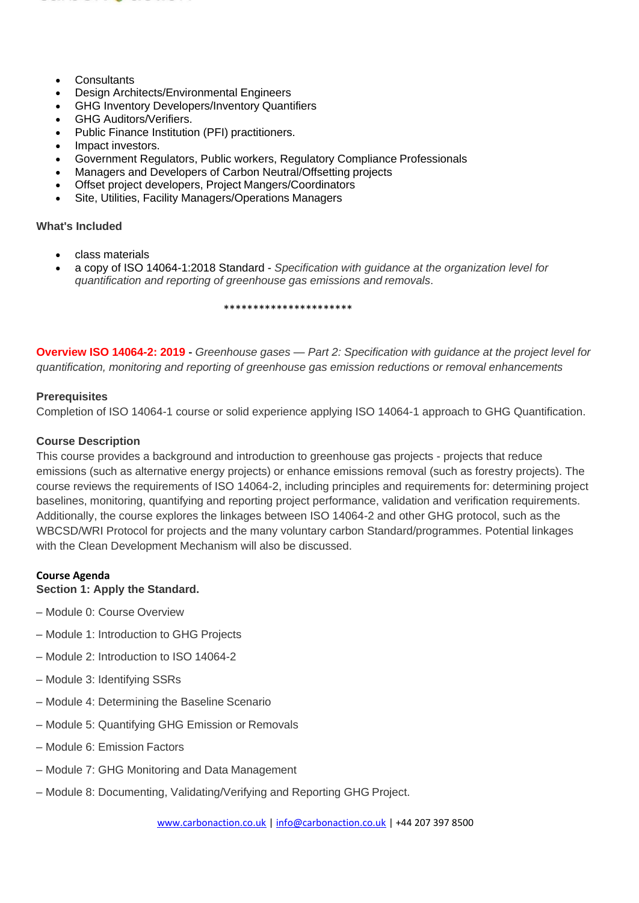- Consultants
- Design Architects/Environmental Engineers
- GHG Inventory Developers/Inventory Quantifiers
- GHG Auditors/Verifiers.
- Public Finance Institution (PFI) practitioners.
- Impact investors.
- Government Regulators, Public workers, Regulatory Compliance Professionals
- Managers and Developers of Carbon Neutral/Offsetting projects
- Offset project developers, Project Mangers/Coordinators
- Site, Utilities, Facility Managers/Operations Managers

**What's Included**

- class materials
- a copy of ISO 14064-1:2018 Standard - *Specification with guidance at the organization level for quantification and reporting of greenhouse gas emissions and removals*.

**********************

**Overview ISO 14064-2: 2019** - *Greenhouse gases — Part 2: Specification with guidance at the project level for quantification, monitoring and reporting of greenhouse gas emission reductions or removal enhancements*

**Prerequisites**

Completion of ISO 14064-1 course or solid experience applying ISO 14064-1 approach to GHG Quantification.

**Course Description**

This course provides a background and introduction to greenhouse gas projects - projects that reduce emissions (such as alternative energy projects) or enhance emissions removal (such as forestry projects). The course reviews the requirements of ISO 14064-2, including principles and requirements for: determining project baselines, monitoring, quantifying and reporting project performance, validation and verification requirements. Additionally, the course explores the linkages between ISO 14064-2 and other GHG protocol, such as the WBCSD/WRI Protocol for projects and the many voluntary carbon Standard/programmes. Potential linkages with the Clean Development Mechanism will also be discussed.

**Course Agenda**

**Section 1: Apply the Standard.**

– Module 0: Course Overview

– Module 1: Introduction to GHG Projects

– Module 2: Introduction to ISO 14064-2

– Module 3: Identifying SSRs

– Module 4: Determining the Baseline Scenario

– Module 5: Quantifying GHG Emission or Removals

– Module 6: Emission Factors

– Module 7: GHG Monitoring and Data Management

– Module 8: Documenting, Validating/Verifying and Reporting GHG Project.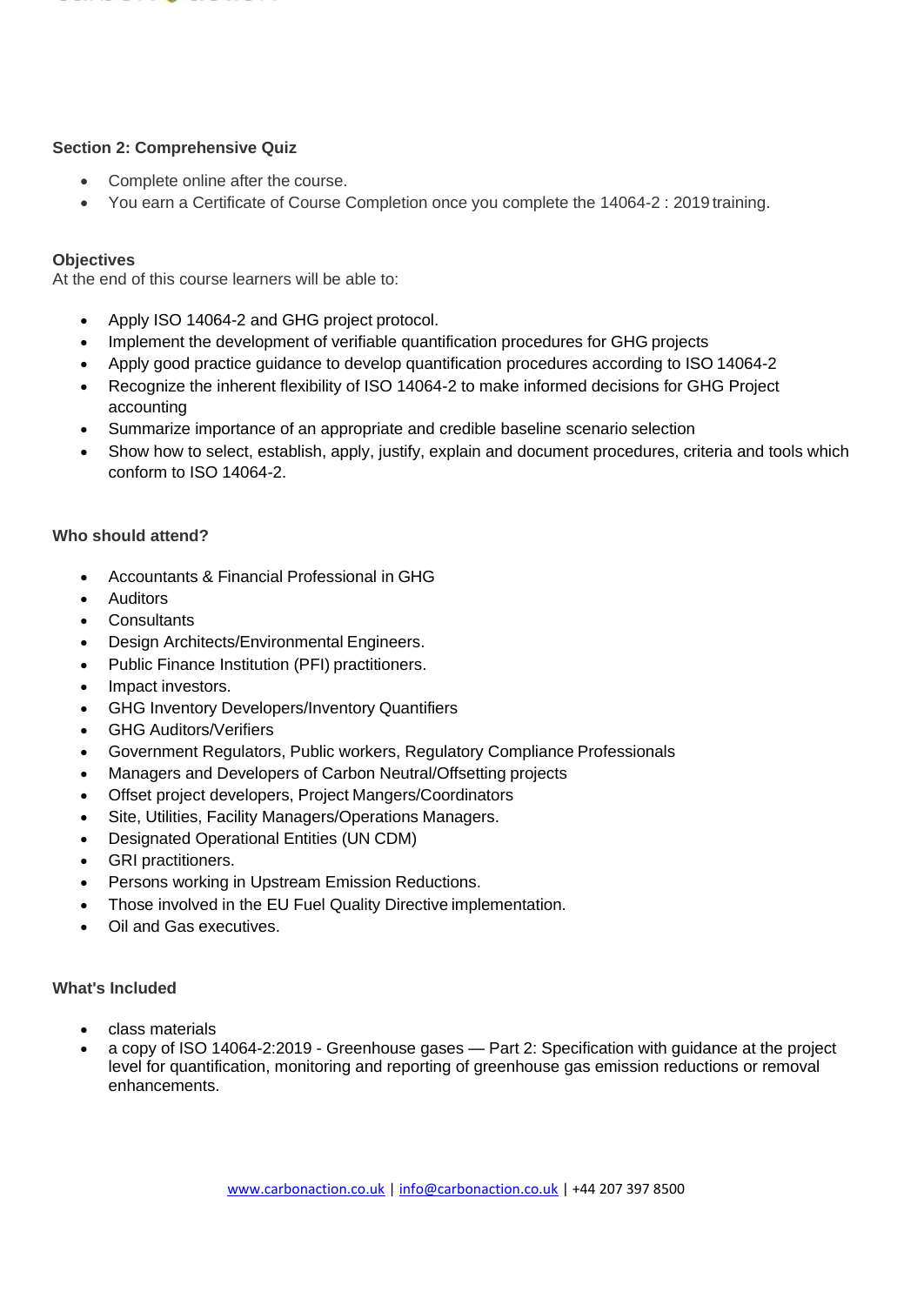**Section 2: Comprehensive Quiz**

- Complete online after the course.
- You earn a Certificate of Course Completion once you complete the 14064-2 : 2019 training.

**Objectives**

At the end of this course learners will be able to:

- Apply ISO 14064-2 and GHG project protocol.
- Implement the development of verifiable quantification procedures for GHG projects
- Apply good practice guidance to develop quantification procedures according to ISO 14064-2
- Recognize the inherent flexibility of ISO 14064-2 to make informed decisions for GHG Project accounting
- Summarize importance of an appropriate and credible baseline scenario selection
- Show how to select, establish, apply, justify, explain and document procedures, criteria and tools which conform to ISO 14064-2.

**Who should attend?**

- Accountants & Financial Professional in GHG
- Auditors
- Consultants
- Design Architects/Environmental Engineers.
- Public Finance Institution (PFI) practitioners.
- Impact investors.
- GHG Inventory Developers/Inventory Quantifiers
- GHG Auditors/Verifiers
- Government Regulators, Public workers, Regulatory Compliance Professionals
- Managers and Developers of Carbon Neutral/Offsetting projects
- Offset project developers, Project Mangers/Coordinators
- Site, Utilities, Facility Managers/Operations Managers.
- Designated Operational Entities (UN CDM)
- GRI practitioners.
- Persons working in Upstream Emission Reductions.
- Those involved in the EU Fuel Quality Directive implementation.
- Oil and Gas executives.

**What's Included**

- class materials
- a copy of ISO 14064-2:2019 - Greenhouse gases — Part 2: Specification with guidance at the project level for quantification, monitoring and reporting of greenhouse gas emission reductions or removal enhancements.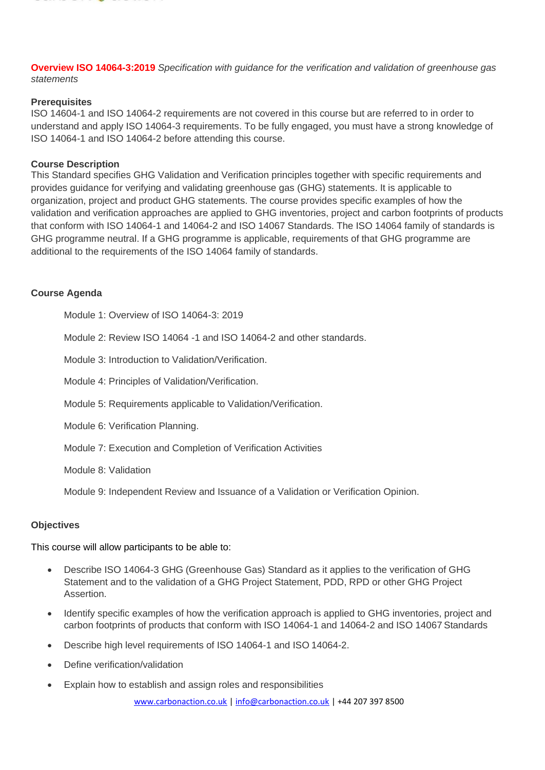**Overview ISO 14064-3:2019** *Specification with guidance for the verification and validation of greenhouse gas statements*

**Prerequisites**
ISO 14604-1 and ISO 14064-2 requirements are not covered in this course but are referred to in order to understand and apply ISO 14064-3 requirements. To be fully engaged, you must have a strong knowledge of ISO 14064-1 and ISO 14064-2 before attending this course.

**Course Description**
This Standard specifies GHG Validation and Verification principles together with specific requirements and provides guidance for verifying and validating greenhouse gas (GHG) statements. It is applicable to organization, project and product GHG statements. The course provides specific examples of how the validation and verification approaches are applied to GHG inventories, project and carbon footprints of products that conform with ISO 14064-1 and 14064-2 and ISO 14067 Standards. The ISO 14064 family of standards is GHG programme neutral. If a GHG programme is applicable, requirements of that GHG programme are additional to the requirements of the ISO 14064 family of standards.

**Course Agenda**

- Module 1: Overview of ISO 14064-3: 2019
- Module 2: Review ISO 14064 -1 and ISO 14064-2 and other standards.
- Module 3: Introduction to Validation/Verification.
- Module 4: Principles of Validation/Verification.
- Module 5: Requirements applicable to Validation/Verification.
- Module 6: Verification Planning.
- Module 7: Execution and Completion of Verification Activities
- Module 8: Validation
- Module 9: Independent Review and Issuance of a Validation or Verification Opinion.

**Objectives**

This course will allow participants to be able to:

- Describe ISO 14064-3 GHG (Greenhouse Gas) Standard as it applies to the verification of GHG Statement and to the validation of a GHG Project Statement, PDD, RPD or other GHG Project Assertion.
- Identify specific examples of how the verification approach is applied to GHG inventories, project and carbon footprints of products that conform with ISO 14064-1 and 14064-2 and ISO 14067 Standards
- Describe high level requirements of ISO 14064-1 and ISO 14064-2.
- Define verification/validation
- Explain how to establish and assign roles and responsibilities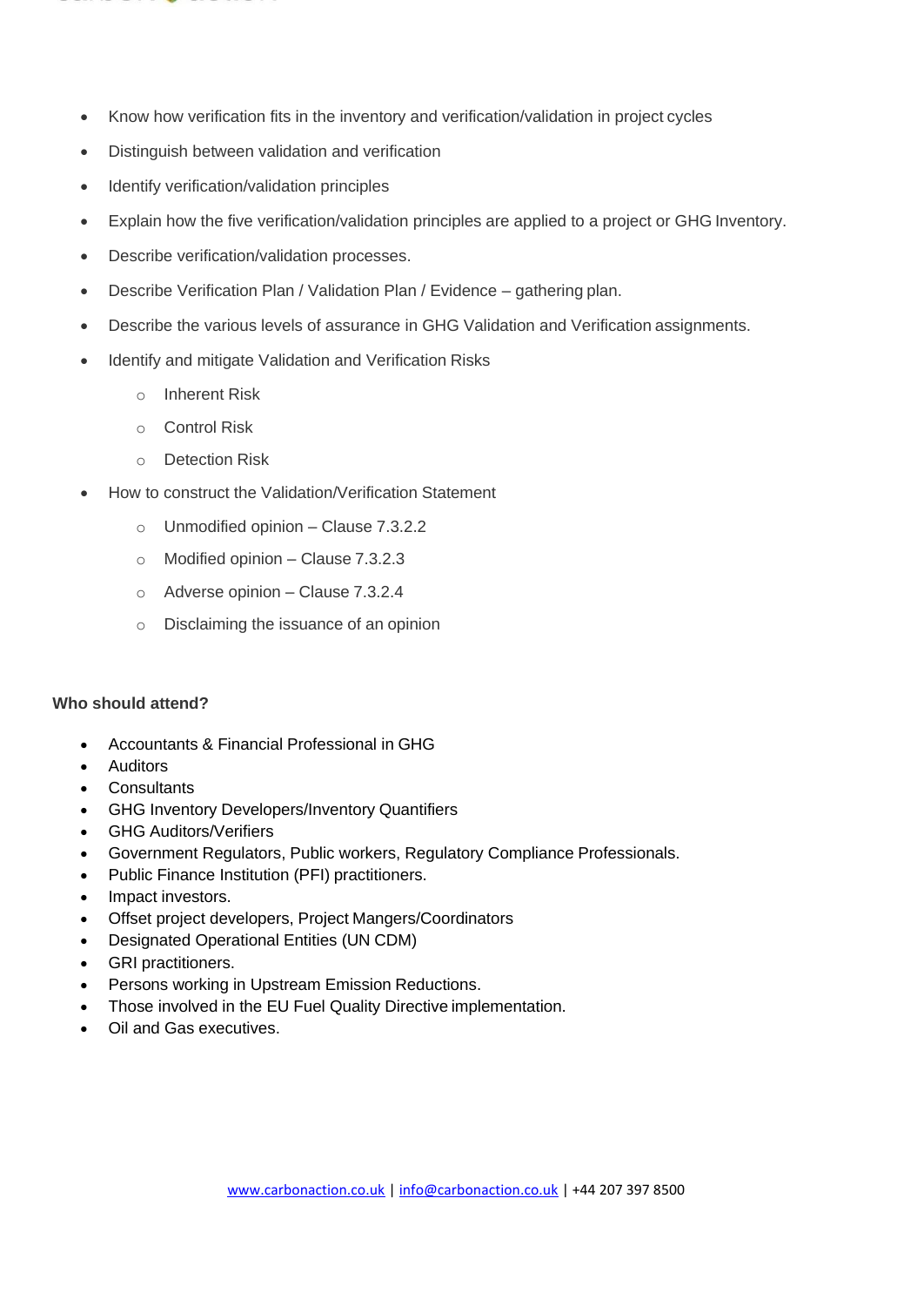- Know how verification fits in the inventory and verification/validation in project cycles
- Distinguish between validation and verification
- Identify verification/validation principles
- Explain how the five verification/validation principles are applied to a project or GHG Inventory.
- Describe verification/validation processes.
- Describe Verification Plan / Validation Plan / Evidence – gathering plan.
- Describe the various levels of assurance in GHG Validation and Verification assignments.
- Identify and mitigate Validation and Verification Risks
  - Inherent Risk
  - Control Risk
  - Detection Risk
- How to construct the Validation/Verification Statement
  - Unmodified opinion – Clause 7.3.2.2
  - Modified opinion – Clause 7.3.2.3
  - Adverse opinion – Clause 7.3.2.4
  - Disclaiming the issuance of an opinion

**Who should attend?**

- Accountants & Financial Professional in GHG
- Auditors
- Consultants
- GHG Inventory Developers/Inventory Quantifiers
- GHG Auditors/Verifiers
- Government Regulators, Public workers, Regulatory Compliance Professionals.
- Public Finance Institution (PFI) practitioners.
- Impact investors.
- Offset project developers, Project Mangers/Coordinators
- Designated Operational Entities (UN CDM)
- GRI practitioners.
- Persons working in Upstream Emission Reductions.
- Those involved in the EU Fuel Quality Directive implementation.
- Oil and Gas executives.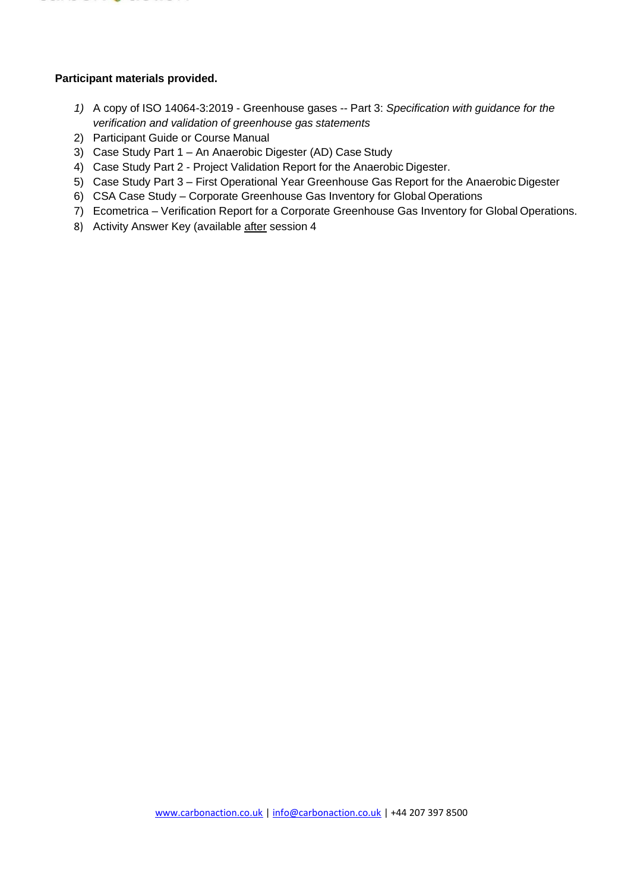**Participant materials provided.**

1) A copy of ISO 14064-3:2019 - Greenhouse gases -- Part 3: *Specification with guidance for the verification and validation of greenhouse gas statements*
2) Participant Guide or Course Manual
3) Case Study Part 1 – An Anaerobic Digester (AD) Case Study
4) Case Study Part 2 - Project Validation Report for the Anaerobic Digester.
5) Case Study Part 3 – First Operational Year Greenhouse Gas Report for the Anaerobic Digester
6) CSA Case Study – Corporate Greenhouse Gas Inventory for Global Operations
7) Ecometrica – Verification Report for a Corporate Greenhouse Gas Inventory for Global Operations.
8) Activity Answer Key (available <u>after</u> session 4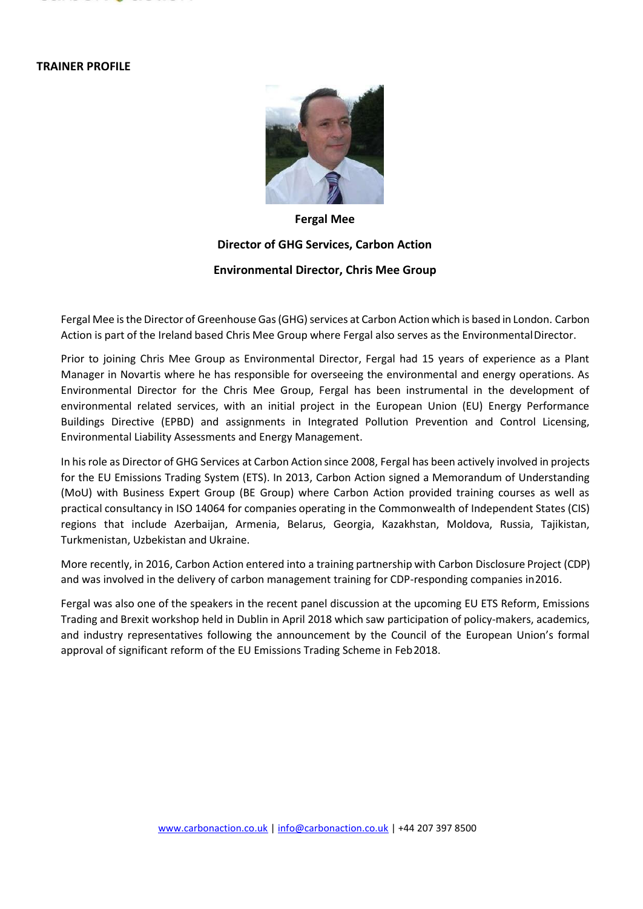**TRAINER PROFILE**

**Fergal Mee**

**Director of GHG Services, Carbon Action**

**Environmental Director, Chris Mee Group**

Fergal Mee is the Director of Greenhouse Gas (GHG) services at Carbon Action which is based in London. Carbon Action is part of the Ireland based Chris Mee Group where Fergal also serves as the Environmental Director.

Prior to joining Chris Mee Group as Environmental Director, Fergal had 15 years of experience as a Plant Manager in Novartis where he has responsible for overseeing the environmental and energy operations. As Environmental Director for the Chris Mee Group, Fergal has been instrumental in the development of environmental related services, with an initial project in the European Union (EU) Energy Performance Buildings Directive (EPBD) and assignments in Integrated Pollution Prevention and Control Licensing, Environmental Liability Assessments and Energy Management.

In his role as Director of GHG Services at Carbon Action since 2008, Fergal has been actively involved in projects for the EU Emissions Trading System (ETS). In 2013, Carbon Action signed a Memorandum of Understanding (MoU) with Business Expert Group (BE Group) where Carbon Action provided training courses as well as practical consultancy in ISO 14064 for companies operating in the Commonwealth of Independent States (CIS) regions that include Azerbaijan, Armenia, Belarus, Georgia, Kazakhstan, Moldova, Russia, Tajikistan, Turkmenistan, Uzbekistan and Ukraine.

More recently, in 2016, Carbon Action entered into a training partnership with Carbon Disclosure Project (CDP) and was involved in the delivery of carbon management training for CDP-responding companies in 2016.

Fergal was also one of the speakers in the recent panel discussion at the upcoming EU ETS Reform, Emissions Trading and Brexit workshop held in Dublin in April 2018 which saw participation of policy-makers, academics, and industry representatives following the announcement by the Council of the European Union's formal approval of significant reform of the EU Emissions Trading Scheme in Feb 2018.

www.carbonaction.co.uk | info@carbonaction.co.uk | +44 207 397 8500